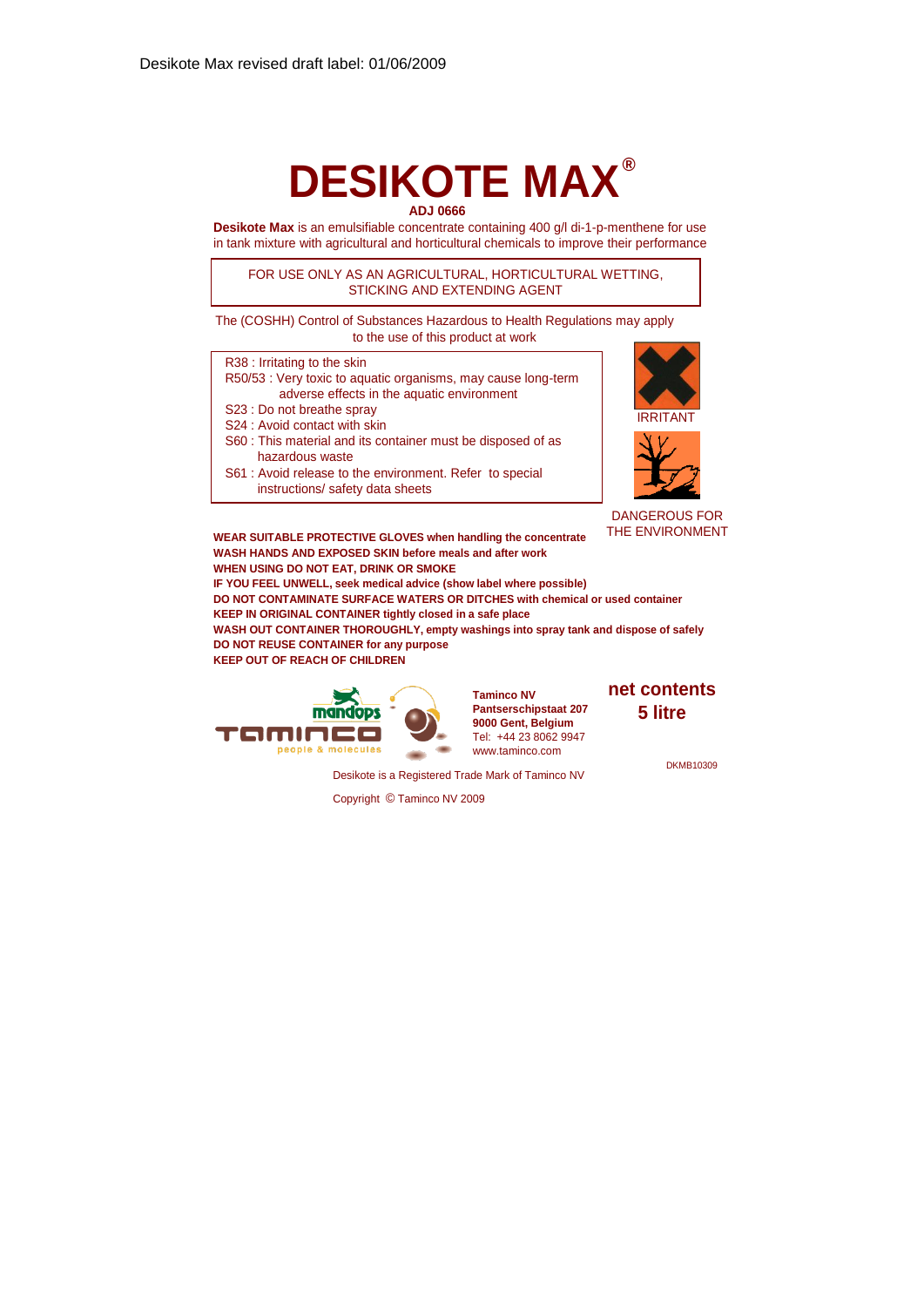Desikote Max revised draft label: 01/06/2009

# DESIKOTE MAX®

**ADJ 0666**

**Desikote Max** is an emulsifiable concentrate containing 400 g/l di-1-p-menthene for use in tank mixture with agricultural and horticultural chemicals to improve their performance

FOR USE ONLY AS AN AGRICULTURAL, HORTICULTURAL WETTING, STICKING AND EXTENDING AGENT

The (COSHH) Control of Substances Hazardous to Health Regulations may apply to the use of this product at work

R38 : Irritating to the skin
R50/53 : Very toxic to aquatic organisms, may cause long-term adverse effects in the aquatic environment
S23 : Do not breathe spray
S24 : Avoid contact with skin
S60 : This material and its container must be disposed of as hazardous waste
S61 : Avoid release to the environment. Refer to special instructions/ safety data sheets

IRRITANT

DANGEROUS FOR THE ENVIRONMENT

**WEAR SUITABLE PROTECTIVE GLOVES when handling the concentrate**
**WASH HANDS AND EXPOSED SKIN before meals and after work**
**WHEN USING DO NOT EAT, DRINK OR SMOKE**
**IF YOU FEEL UNWELL, seek medical advice (show label where possible)**
**DO NOT CONTAMINATE SURFACE WATERS OR DITCHES with chemical or used container**
**KEEP IN ORIGINAL CONTAINER tightly closed in a safe place**
**WASH OUT CONTAINER THOROUGHLY, empty washings into spray tank and dispose of safely**
**DO NOT REUSE CONTAINER for any purpose**
**KEEP OUT OF REACH OF CHILDREN**

mandops
TAMINCO
people & molecules

**Taminco NV**
**Pantserschipstaat 207**
**9000 Gent, Belgium**
Tel: +44 23 8062 9947
www.taminco.com

**net contents**
**5 litre**

DKMB10309

Desikote is a Registered Trade Mark of Taminco NV

Copyright © Taminco NV 2009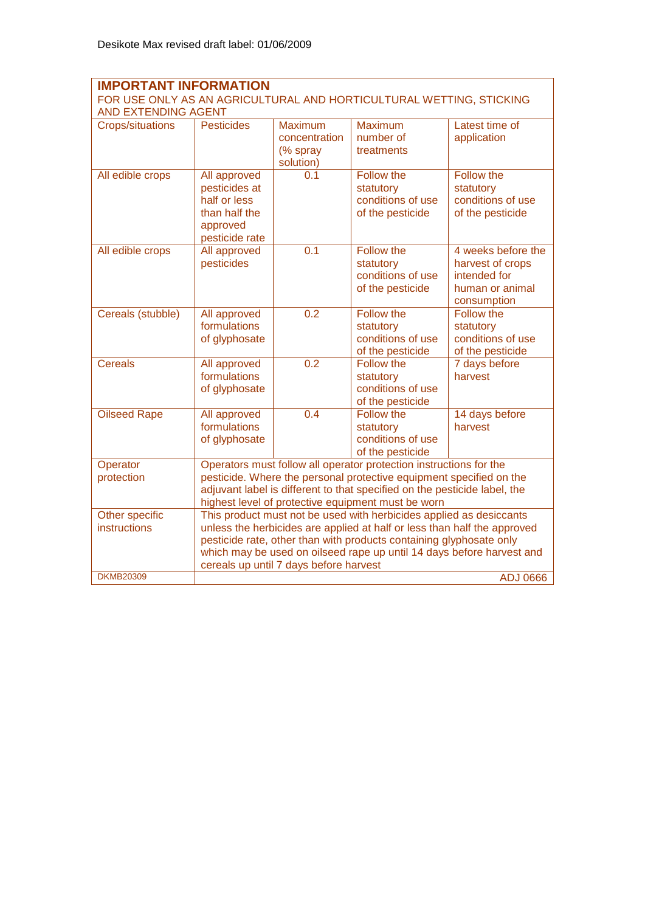Desikote Max revised draft label: 01/06/2009

## IMPORTANT INFORMATION

FOR USE ONLY AS AN AGRICULTURAL AND HORTICULTURAL WETTING, STICKING AND EXTENDING AGENT

| Crops/situations | Pesticides | Maximum concentration (% spray solution) | Maximum number of treatments | Latest time of application |
|---|---|---|---|---|
| All edible crops | All approved pesticides at half or less than half the approved pesticide rate | 0.1 | Follow the statutory conditions of use of the pesticide | Follow the statutory conditions of use of the pesticide |
| All edible crops | All approved pesticides | 0.1 | Follow the statutory conditions of use of the pesticide | 4 weeks before the harvest of crops intended for human or animal consumption |
| Cereals (stubble) | All approved formulations of glyphosate | 0.2 | Follow the statutory conditions of use of the pesticide | Follow the statutory conditions of use of the pesticide |
| Cereals | All approved formulations of glyphosate | 0.2 | Follow the statutory conditions of use of the pesticide | 7 days before harvest |
| Oilseed Rape | All approved formulations of glyphosate | 0.4 | Follow the statutory conditions of use of the pesticide | 14 days before harvest |
| Operator protection | Operators must follow all operator protection instructions for the pesticide. Where the personal protective equipment specified on the adjuvant label is different to that specified on the pesticide label, the highest level of protective equipment must be worn | | | |
| Other specific instructions | This product must not be used with herbicides applied as desiccants unless the herbicides are applied at half or less than half the approved pesticide rate, other than with products containing glyphosate only which may be used on oilseed rape up until 14 days before harvest and cereals up until 7 days before harvest | | | |
| DKMB20309 | ADJ 0666 | | | |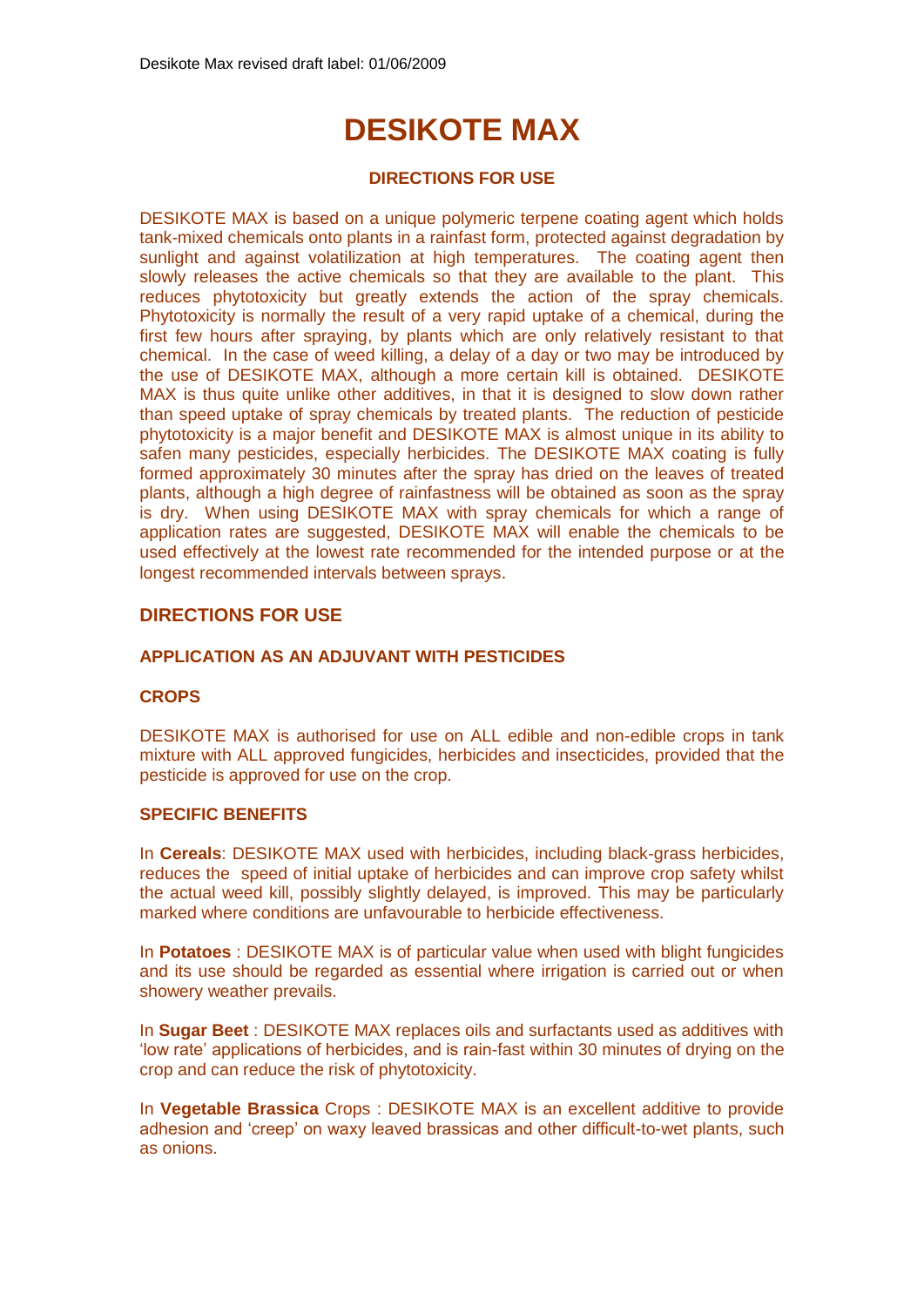# DESIKOTE MAX

### DIRECTIONS FOR USE

DESIKOTE MAX is based on a unique polymeric terpene coating agent which holds tank-mixed chemicals onto plants in a rainfast form, protected against degradation by sunlight and against volatilization at high temperatures. The coating agent then slowly releases the active chemicals so that they are available to the plant. This reduces phytotoxicity but greatly extends the action of the spray chemicals. Phytotoxicity is normally the result of a very rapid uptake of a chemical, during the first few hours after spraying, by plants which are only relatively resistant to that chemical. In the case of weed killing, a delay of a day or two may be introduced by the use of DESIKOTE MAX, although a more certain kill is obtained. DESIKOTE MAX is thus quite unlike other additives, in that it is designed to slow down rather than speed uptake of spray chemicals by treated plants. The reduction of pesticide phytotoxicity is a major benefit and DESIKOTE MAX is almost unique in its ability to safen many pesticides, especially herbicides. The DESIKOTE MAX coating is fully formed approximately 30 minutes after the spray has dried on the leaves of treated plants, although a high degree of rainfastness will be obtained as soon as the spray is dry. When using DESIKOTE MAX with spray chemicals for which a range of application rates are suggested, DESIKOTE MAX will enable the chemicals to be used effectively at the lowest rate recommended for the intended purpose or at the longest recommended intervals between sprays.

## DIRECTIONS FOR USE

### APPLICATION AS AN ADJUVANT WITH PESTICIDES

### CROPS

DESIKOTE MAX is authorised for use on ALL edible and non-edible crops in tank mixture with ALL approved fungicides, herbicides and insecticides, provided that the pesticide is approved for use on the crop.

### SPECIFIC BENEFITS

In **Cereals**: DESIKOTE MAX used with herbicides, including black-grass herbicides, reduces the speed of initial uptake of herbicides and can improve crop safety whilst the actual weed kill, possibly slightly delayed, is improved. This may be particularly marked where conditions are unfavourable to herbicide effectiveness.

In **Potatoes** : DESIKOTE MAX is of particular value when used with blight fungicides and its use should be regarded as essential where irrigation is carried out or when showery weather prevails.

In **Sugar Beet** : DESIKOTE MAX replaces oils and surfactants used as additives with 'low rate' applications of herbicides, and is rain-fast within 30 minutes of drying on the crop and can reduce the risk of phytotoxicity.

In **Vegetable Brassica** Crops : DESIKOTE MAX is an excellent additive to provide adhesion and 'creep' on waxy leaved brassicas and other difficult-to-wet plants, such as onions.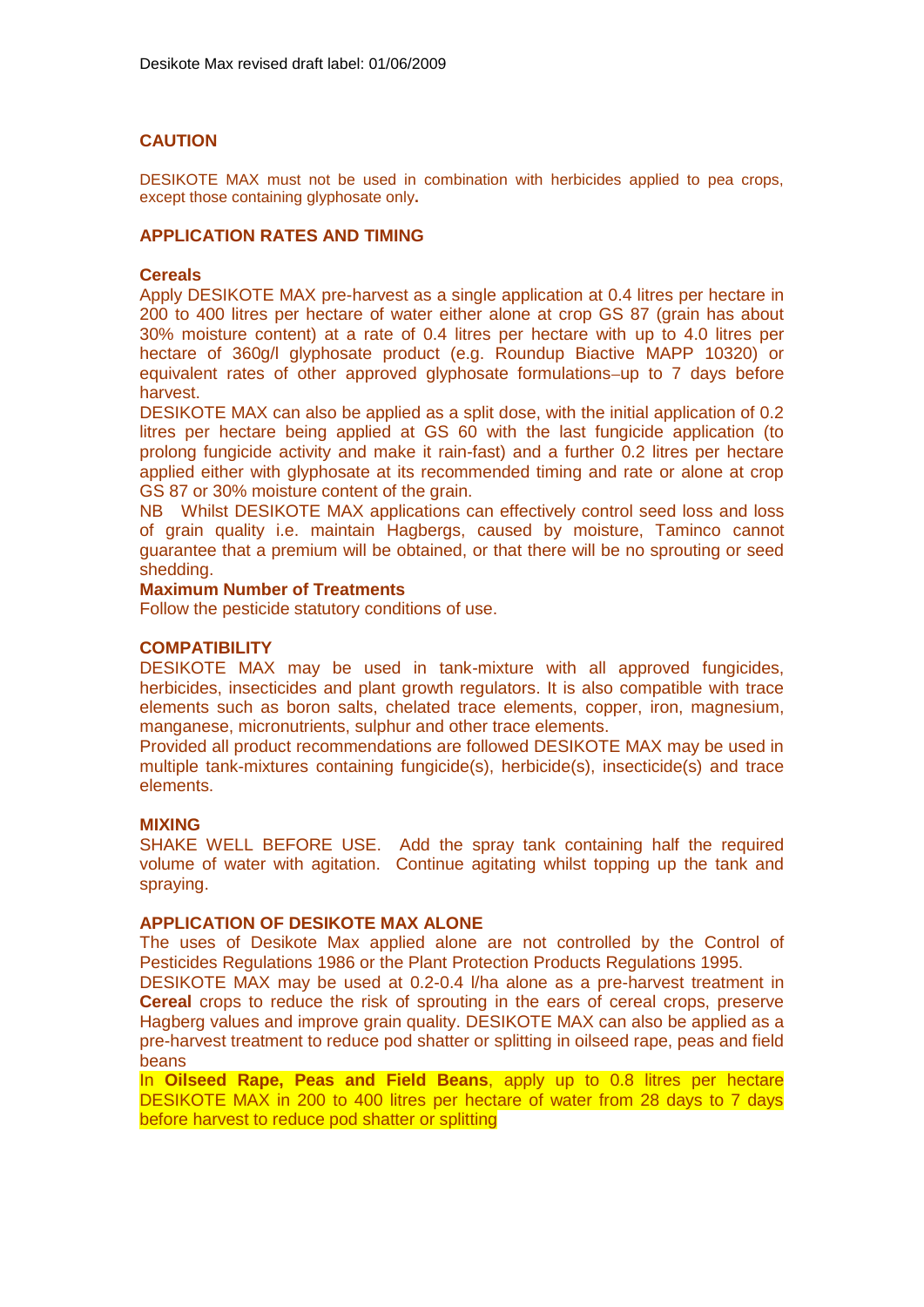## CAUTION

DESIKOTE MAX must not be used in combination with herbicides applied to pea crops, except those containing glyphosate only**.**

## APPLICATION RATES AND TIMING

### Cereals

Apply DESIKOTE MAX pre-harvest as a single application at 0.4 litres per hectare in 200 to 400 litres per hectare of water either alone at crop GS 87 (grain has about 30% moisture content) at a rate of 0.4 litres per hectare with up to 4.0 litres per hectare of 360g/l glyphosate product (e.g. Roundup Biactive MAPP 10320) or equivalent rates of other approved glyphosate formulations–up to 7 days before harvest.

DESIKOTE MAX can also be applied as a split dose, with the initial application of 0.2 litres per hectare being applied at GS 60 with the last fungicide application (to prolong fungicide activity and make it rain-fast) and a further 0.2 litres per hectare applied either with glyphosate at its recommended timing and rate or alone at crop GS 87 or 30% moisture content of the grain.

NB Whilst DESIKOTE MAX applications can effectively control seed loss and loss of grain quality i.e. maintain Hagbergs, caused by moisture, Taminco cannot guarantee that a premium will be obtained, or that there will be no sprouting or seed shedding.

**Maximum Number of Treatments**

Follow the pesticide statutory conditions of use.

## COMPATIBILITY

DESIKOTE MAX may be used in tank-mixture with all approved fungicides, herbicides, insecticides and plant growth regulators. It is also compatible with trace elements such as boron salts, chelated trace elements, copper, iron, magnesium, manganese, micronutrients, sulphur and other trace elements.

Provided all product recommendations are followed DESIKOTE MAX may be used in multiple tank-mixtures containing fungicide(s), herbicide(s), insecticide(s) and trace elements.

## MIXING

SHAKE WELL BEFORE USE. Add the spray tank containing half the required volume of water with agitation. Continue agitating whilst topping up the tank and spraying.

## APPLICATION OF DESIKOTE MAX ALONE

The uses of Desikote Max applied alone are not controlled by the Control of Pesticides Regulations 1986 or the Plant Protection Products Regulations 1995.

DESIKOTE MAX may be used at 0.2-0.4 l/ha alone as a pre-harvest treatment in **Cereal** crops to reduce the risk of sprouting in the ears of cereal crops, preserve Hagberg values and improve grain quality. DESIKOTE MAX can also be applied as a pre-harvest treatment to reduce pod shatter or splitting in oilseed rape, peas and field beans

In **Oilseed Rape, Peas and Field Beans**, apply up to 0.8 litres per hectare DESIKOTE MAX in 200 to 400 litres per hectare of water from 28 days to 7 days before harvest to reduce pod shatter or splitting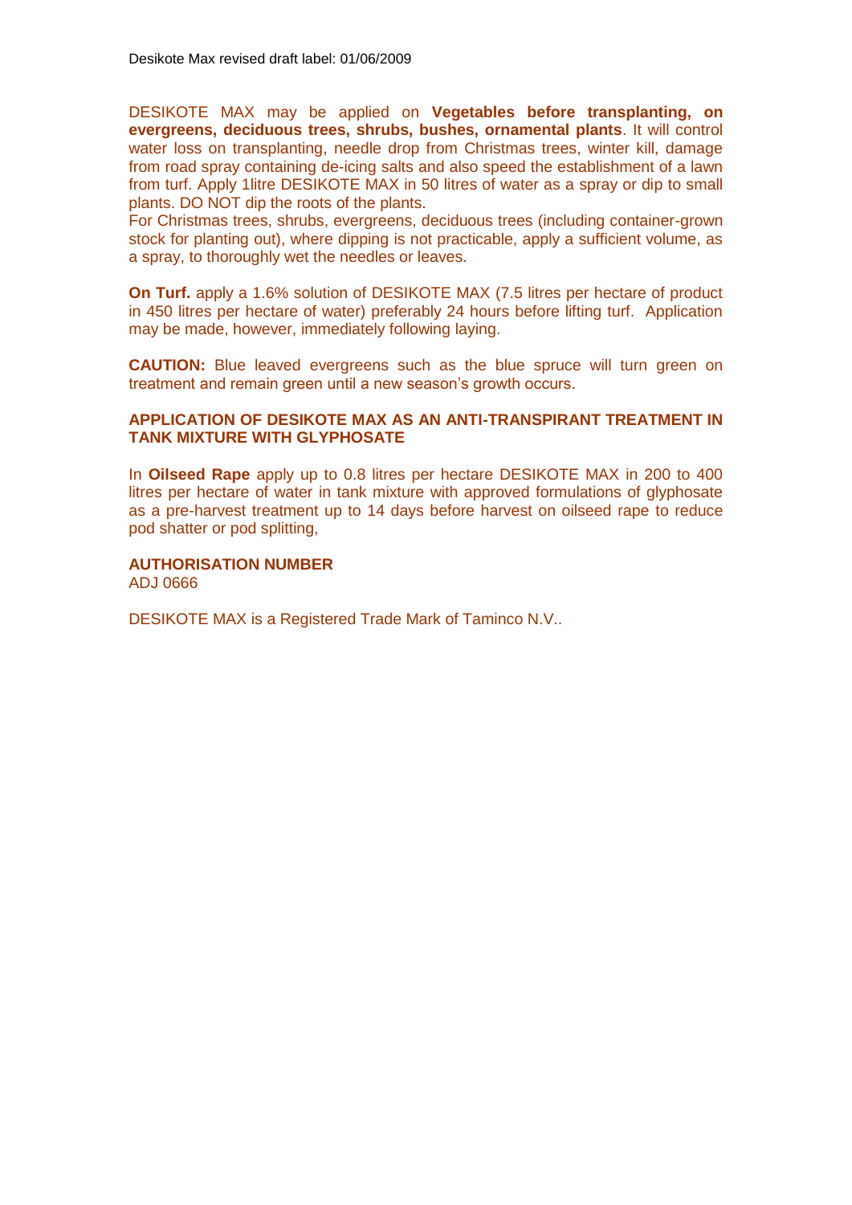DESIKOTE MAX may be applied on **Vegetables before transplanting, on evergreens, deciduous trees, shrubs, bushes, ornamental plants**. It will control water loss on transplanting, needle drop from Christmas trees, winter kill, damage from road spray containing de-icing salts and also speed the establishment of a lawn from turf. Apply 1litre DESIKOTE MAX in 50 litres of water as a spray or dip to small plants. DO NOT dip the roots of the plants.
For Christmas trees, shrubs, evergreens, deciduous trees (including container-grown stock for planting out), where dipping is not practicable, apply a sufficient volume, as a spray, to thoroughly wet the needles or leaves.

**On Turf.** apply a 1.6% solution of DESIKOTE MAX (7.5 litres per hectare of product in 450 litres per hectare of water) preferably 24 hours before lifting turf. Application may be made, however, immediately following laying.

**CAUTION:** Blue leaved evergreens such as the blue spruce will turn green on treatment and remain green until a new season's growth occurs.

**APPLICATION OF DESIKOTE MAX AS AN ANTI-TRANSPIRANT TREATMENT IN TANK MIXTURE WITH GLYPHOSATE**

In **Oilseed Rape** apply up to 0.8 litres per hectare DESIKOTE MAX in 200 to 400 litres per hectare of water in tank mixture with approved formulations of glyphosate as a pre-harvest treatment up to 14 days before harvest on oilseed rape to reduce pod shatter or pod splitting,

**AUTHORISATION NUMBER**
ADJ 0666

DESIKOTE MAX is a Registered Trade Mark of Taminco N.V..